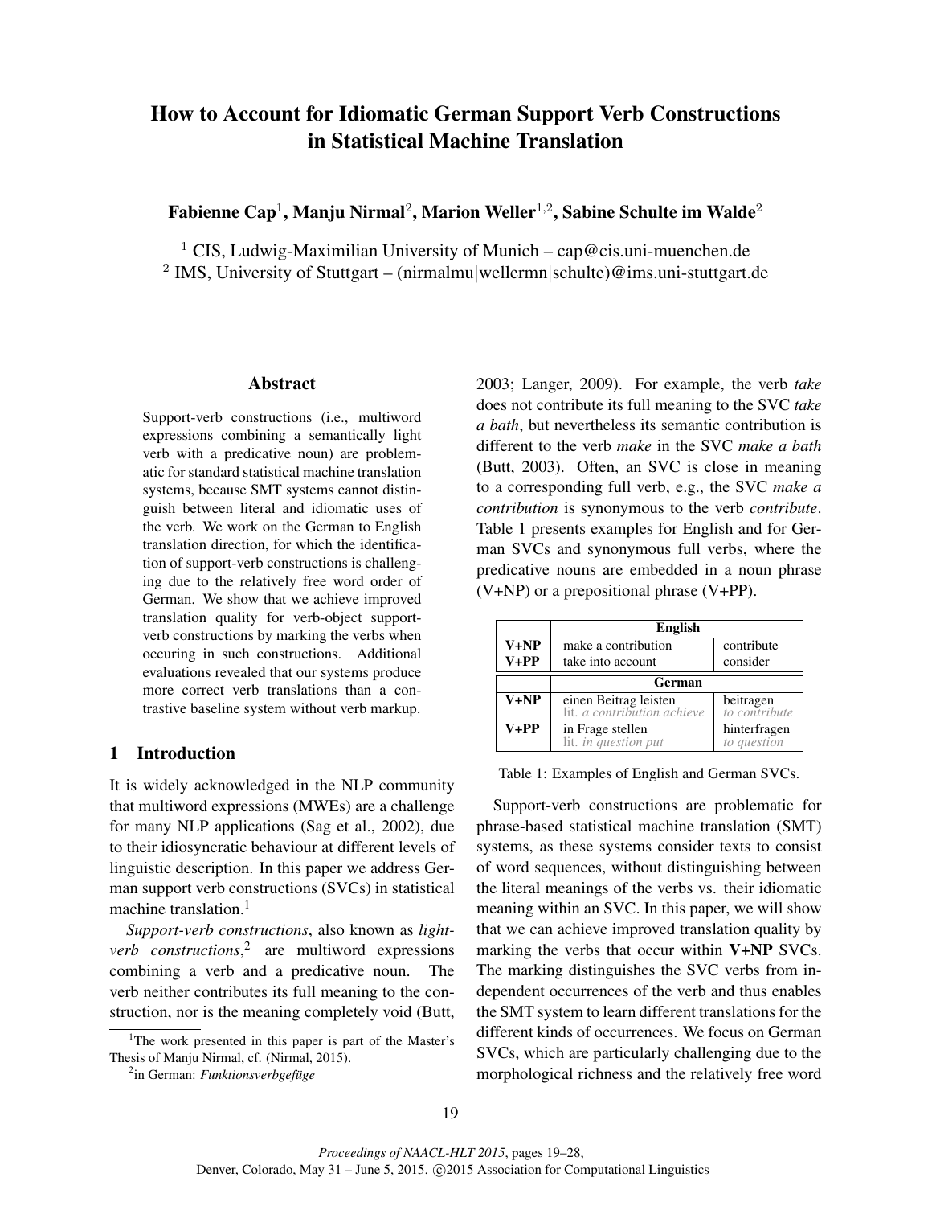# How to Account for Idiomatic German Support Verb Constructions in Statistical Machine Translation

**Fabienne Cap**[1], **Manju Nirmal**[2], **Marion Weller**[1,2], **Sabine Schulte im Walde**[2]

[1] CIS, Ludwig-Maximilian University of Munich – cap@cis.uni-muenchen.de
[2] IMS, University of Stuttgart – (nirmalmu|wellermn|schulte)@ims.uni-stuttgart.de

## Abstract

Support-verb constructions (i.e., multiword expressions combining a semantically light verb with a predicative noun) are problematic for standard statistical machine translation systems, because SMT systems cannot distinguish between literal and idiomatic uses of the verb. We work on the German to English translation direction, for which the identification of support-verb constructions is challenging due to the relatively free word order of German. We show that we achieve improved translation quality for verb-object support-verb constructions by marking the verbs when occuring in such constructions. Additional evaluations revealed that our systems produce more correct verb translations than a contrastive baseline system without verb markup.

## 1 Introduction

It is widely acknowledged in the NLP community that multiword expressions (MWEs) are a challenge for many NLP applications (Sag et al., 2002), due to their idiosyncratic behaviour at different levels of linguistic description. In this paper we address German support verb constructions (SVCs) in statistical machine translation.[1]

*Support-verb constructions*, also known as *light-verb constructions*,[2] are multiword expressions combining a verb and a predicative noun. The verb neither contributes its full meaning to the construction, nor is the meaning completely void (Butt, 2003; Langer, 2009). For example, the verb *take* does not contribute its full meaning to the SVC *take a bath*, but nevertheless its semantic contribution is different to the verb *make* in the SVC *make a bath* (Butt, 2003). Often, an SVC is close in meaning to a corresponding full verb, e.g., the SVC *make a contribution* is synonymous to the verb *contribute*. Table 1 presents examples for English and for German SVCs and synonymous full verbs, where the predicative nouns are embedded in a noun phrase (V+NP) or a prepositional phrase (V+PP).

| | English | |
|---|---|---|
| **V+NP** | make a contribution | contribute |
| **V+PP** | take into account | consider |
| | **German** | |
| **V+NP** | einen Beitrag leisten<br>lit. *a contribution achieve* | beitragen<br>*to contribute* |
| **V+PP** | in Frage stellen<br>lit. *in question put* | hinterfragen<br>*to question* |

Table 1: Examples of English and German SVCs.

Support-verb constructions are problematic for phrase-based statistical machine translation (SMT) systems, as these systems consider texts to consist of word sequences, without distinguishing between the literal meanings of the verbs vs. their idiomatic meaning within an SVC. In this paper, we will show that we can achieve improved translation quality by marking the verbs that occur within **V+NP** SVCs. The marking distinguishes the SVC verbs from independent occurrences of the verb and thus enables the SMT system to learn different translations for the different kinds of occurrences. We focus on German SVCs, which are particularly challenging due to the morphological richness and the relatively free word

[1] The work presented in this paper is part of the Master's Thesis of Manju Nirmal, cf. (Nirmal, 2015).

[2] in German: *Funktionsverbgefüge*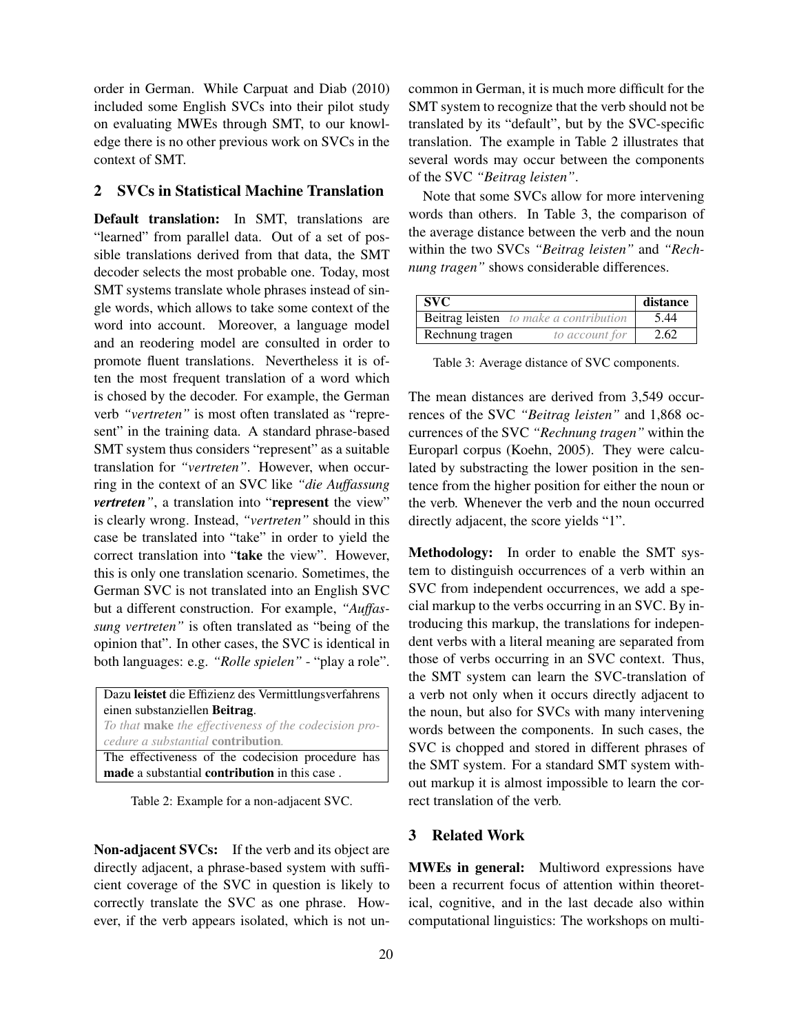order in German. While Carpuat and Diab (2010) included some English SVCs into their pilot study on evaluating MWEs through SMT, to our knowledge there is no other previous work on SVCs in the context of SMT.

## 2 SVCs in Statistical Machine Translation

**Default translation:** In SMT, translations are "learned" from parallel data. Out of a set of possible translations derived from that data, the SMT decoder selects the most probable one. Today, most SMT systems translate whole phrases instead of single words, which allows to take some context of the word into account. Moreover, a language model and an reodering model are consulted in order to promote fluent translations. Nevertheless it is often the most frequent translation of a word which is chosed by the decoder. For example, the German verb *"vertreten"* is most often translated as "represent" in the training data. A standard phrase-based SMT system thus considers "represent" as a suitable translation for *"vertreten"*. However, when occurring in the context of an SVC like *"die Auffassung **vertreten**"*, a translation into "**represent** the view" is clearly wrong. Instead, *"vertreten"* should in this case be translated into "take" in order to yield the correct translation into "**take** the view". However, this is only one translation scenario. Sometimes, the German SVC is not translated into an English SVC but a different construction. For example, *"Auffassung vertreten"* is often translated as "being of the opinion that". In other cases, the SVC is identical in both languages: e.g. *"Rolle spielen"* - "play a role".

| Dazu **leistet** die Effizienz des Vermittlungsverfahrens einen substanziellen **Beitrag**. |
|---|
| *To that* **make** *the effectiveness of the codecision procedure a substantial* **contribution**. |
| The effectiveness of the codecision procedure has **made** a substantial **contribution** in this case . |

Table 2: Example for a non-adjacent SVC.

**Non-adjacent SVCs:** If the verb and its object are directly adjacent, a phrase-based system with sufficient coverage of the SVC in question is likely to correctly translate the SVC as one phrase. However, if the verb appears isolated, which is not uncommon in German, it is much more difficult for the SMT system to recognize that the verb should not be translated by its "default", but by the SVC-specific translation. The example in Table 2 illustrates that several words may occur between the components of the SVC *"Beitrag leisten"*.

Note that some SVCs allow for more intervening words than others. In Table 3, the comparison of the average distance between the verb and the noun within the two SVCs *"Beitrag leisten"* and *"Rechnung tragen"* shows considerable differences.

| SVC | | distance |
|---|---|---|
| Beitrag leisten | *to make a contribution* | 5.44 |
| Rechnung tragen | *to account for* | 2.62 |

Table 3: Average distance of SVC components.

The mean distances are derived from 3,549 occurrences of the SVC *"Beitrag leisten"* and 1,868 occurrences of the SVC *"Rechnung tragen"* within the Europarl corpus (Koehn, 2005). They were calculated by substracting the lower position in the sentence from the higher position for either the noun or the verb. Whenever the verb and the noun occurred directly adjacent, the score yields "1".

**Methodology:** In order to enable the SMT system to distinguish occurrences of a verb within an SVC from independent occurrences, we add a special markup to the verbs occurring in an SVC. By introducing this markup, the translations for independent verbs with a literal meaning are separated from those of verbs occurring in an SVC context. Thus, the SMT system can learn the SVC-translation of a verb not only when it occurs directly adjacent to the noun, but also for SVCs with many intervening words between the components. In such cases, the SVC is chopped and stored in different phrases of the SMT system. For a standard SMT system without markup it is almost impossible to learn the correct translation of the verb.

## 3 Related Work

**MWEs in general:** Multiword expressions have been a recurrent focus of attention within theoretical, cognitive, and in the last decade also within computational linguistics: The workshops on multi-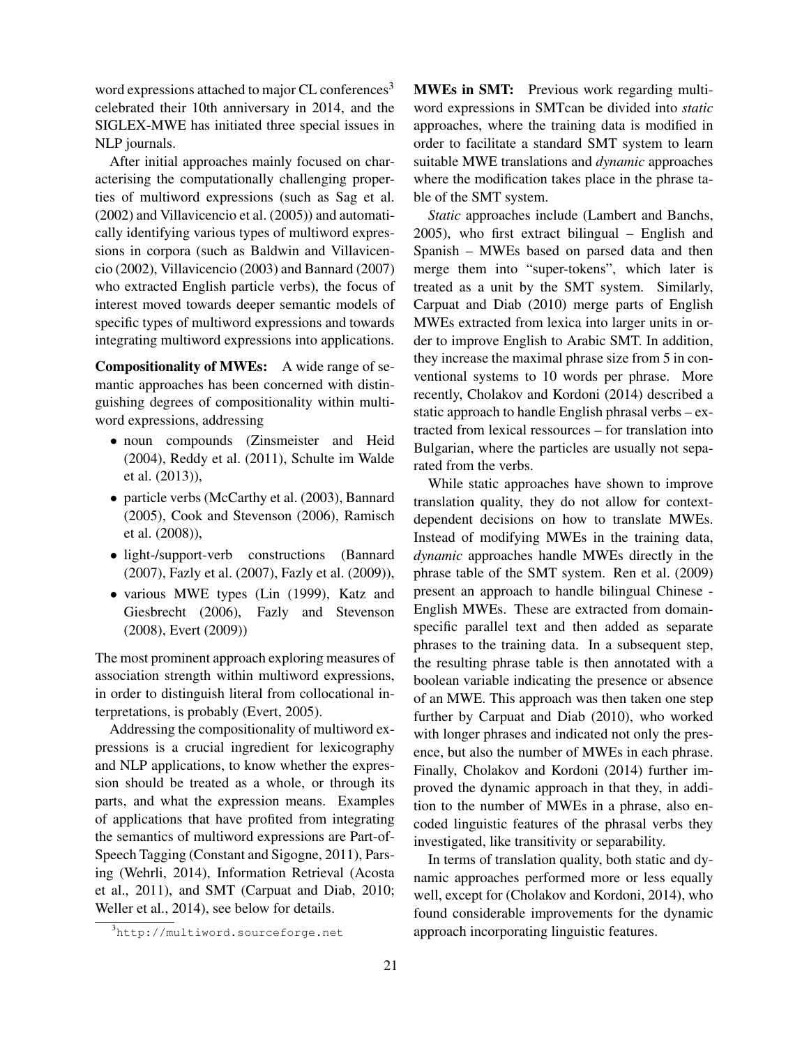word expressions attached to major CL conferences[3] celebrated their 10th anniversary in 2014, and the SIGLEX-MWE has initiated three special issues in NLP journals.

After initial approaches mainly focused on characterising the computationally challenging properties of multiword expressions (such as Sag et al. (2002) and Villavicencio et al. (2005)) and automatically identifying various types of multiword expressions in corpora (such as Baldwin and Villavicencio (2002), Villavicencio (2003) and Bannard (2007) who extracted English particle verbs), the focus of interest moved towards deeper semantic models of specific types of multiword expressions and towards integrating multiword expressions into applications.

**Compositionality of MWEs:** A wide range of semantic approaches has been concerned with distinguishing degrees of compositionality within multiword expressions, addressing

- noun compounds (Zinsmeister and Heid (2004), Reddy et al. (2011), Schulte im Walde et al. (2013)),
- particle verbs (McCarthy et al. (2003), Bannard (2005), Cook and Stevenson (2006), Ramisch et al. (2008)),
- light-/support-verb constructions (Bannard (2007), Fazly et al. (2007), Fazly et al. (2009)),
- various MWE types (Lin (1999), Katz and Giesbrecht (2006), Fazly and Stevenson (2008), Evert (2009))

The most prominent approach exploring measures of association strength within multiword expressions, in order to distinguish literal from collocational interpretations, is probably (Evert, 2005).

Addressing the compositionality of multiword expressions is a crucial ingredient for lexicography and NLP applications, to know whether the expression should be treated as a whole, or through its parts, and what the expression means. Examples of applications that have profited from integrating the semantics of multiword expressions are Part-of-Speech Tagging (Constant and Sigogne, 2011), Parsing (Wehrli, 2014), Information Retrieval (Acosta et al., 2011), and SMT (Carpuat and Diab, 2010; Weller et al., 2014), see below for details.

[3] http://multiword.sourceforge.net

**MWEs in SMT:** Previous work regarding multiword expressions in SMTcan be divided into *static* approaches, where the training data is modified in order to facilitate a standard SMT system to learn suitable MWE translations and *dynamic* approaches where the modification takes place in the phrase table of the SMT system.

*Static* approaches include (Lambert and Banchs, 2005), who first extract bilingual – English and Spanish – MWEs based on parsed data and then merge them into "super-tokens", which later is treated as a unit by the SMT system. Similarly, Carpuat and Diab (2010) merge parts of English MWEs extracted from lexica into larger units in order to improve English to Arabic SMT. In addition, they increase the maximal phrase size from 5 in conventional systems to 10 words per phrase. More recently, Cholakov and Kordoni (2014) described a static approach to handle English phrasal verbs – extracted from lexical ressources – for translation into Bulgarian, where the particles are usually not separated from the verbs.

While static approaches have shown to improve translation quality, they do not allow for context-dependent decisions on how to translate MWEs. Instead of modifying MWEs in the training data, *dynamic* approaches handle MWEs directly in the phrase table of the SMT system. Ren et al. (2009) present an approach to handle bilingual Chinese - English MWEs. These are extracted from domain-specific parallel text and then added as separate phrases to the training data. In a subsequent step, the resulting phrase table is then annotated with a boolean variable indicating the presence or absence of an MWE. This approach was then taken one step further by Carpuat and Diab (2010), who worked with longer phrases and indicated not only the presence, but also the number of MWEs in each phrase. Finally, Cholakov and Kordoni (2014) further improved the dynamic approach in that they, in addition to the number of MWEs in a phrase, also encoded linguistic features of the phrasal verbs they investigated, like transitivity or separability.

In terms of translation quality, both static and dynamic approaches performed more or less equally well, except for (Cholakov and Kordoni, 2014), who found considerable improvements for the dynamic approach incorporating linguistic features.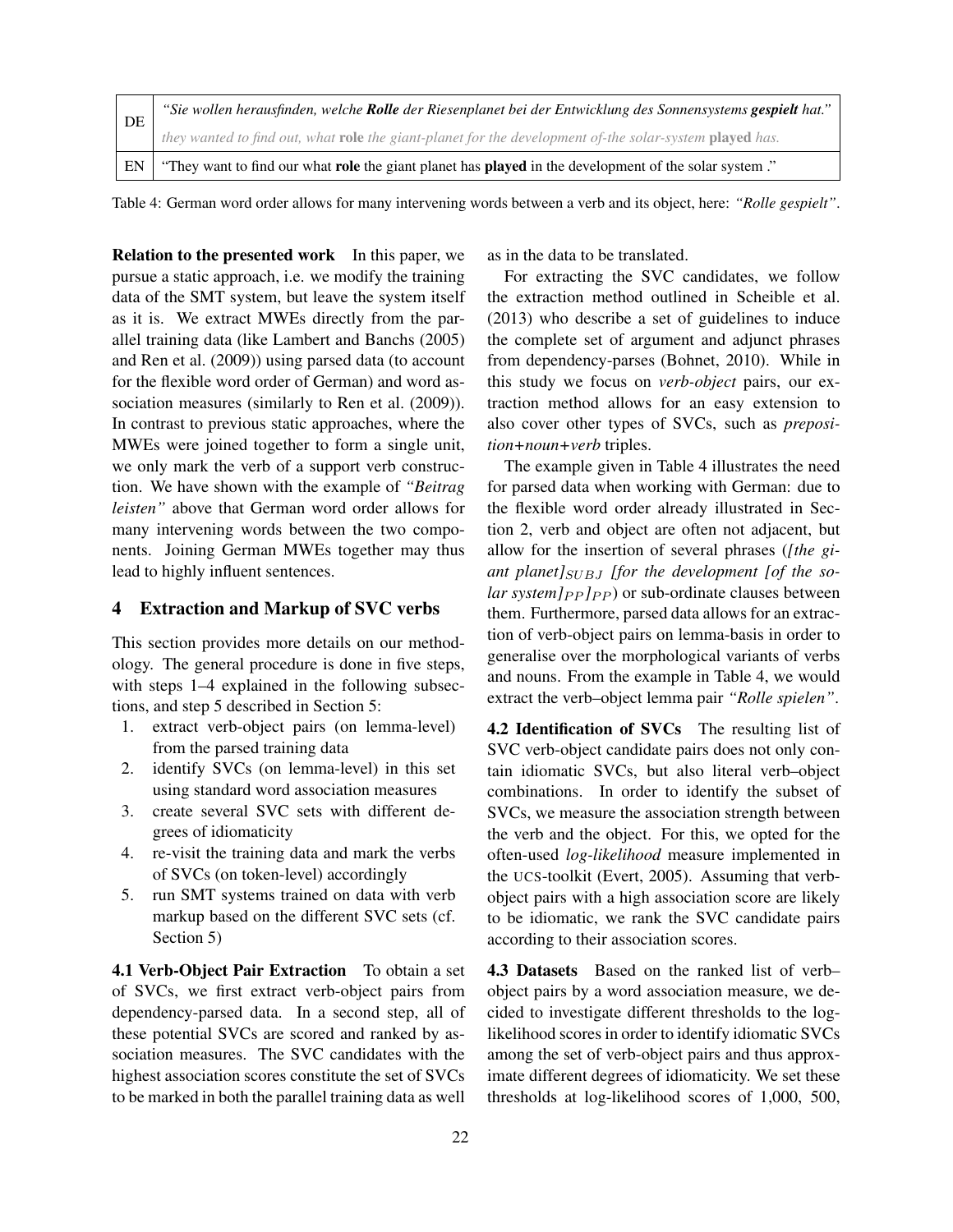| DE | *"Sie wollen herausfinden, welche **Rolle** der Riesenplanet bei der Entwicklung des Sonnensystems **gespielt** hat."* |
| --- | --- |
| | *they wanted to find out, what* **role** *the giant-planet for the development of-the solar-system* **played** *has.* |
| EN | "They want to find our what **role** the giant planet has **played** in the development of the solar system ." |

Table 4: German word order allows for many intervening words between a verb and its object, here: *"Rolle gespielt"*.

**Relation to the presented work** In this paper, we pursue a static approach, i.e. we modify the training data of the SMT system, but leave the system itself as it is. We extract MWEs directly from the parallel training data (like Lambert and Banchs (2005) and Ren et al. (2009)) using parsed data (to account for the flexible word order of German) and word association measures (similarly to Ren et al. (2009)). In contrast to previous static approaches, where the MWEs were joined together to form a single unit, we only mark the verb of a support verb construction. We have shown with the example of *"Beitrag leisten"* above that German word order allows for many intervening words between the two components. Joining German MWEs together may thus lead to highly influent sentences.

## 4 Extraction and Markup of SVC verbs

This section provides more details on our methodology. The general procedure is done in five steps, with steps 1–4 explained in the following subsections, and step 5 described in Section 5:

1. extract verb-object pairs (on lemma-level) from the parsed training data
2. identify SVCs (on lemma-level) in this set using standard word association measures
3. create several SVC sets with different degrees of idiomaticity
4. re-visit the training data and mark the verbs of SVCs (on token-level) accordingly
5. run SMT systems trained on data with verb markup based on the different SVC sets (cf. Section 5)

**4.1 Verb-Object Pair Extraction** To obtain a set of SVCs, we first extract verb-object pairs from dependency-parsed data. In a second step, all of these potential SVCs are scored and ranked by association measures. The SVC candidates with the highest association scores constitute the set of SVCs to be marked in both the parallel training data as well as in the data to be translated.

For extracting the SVC candidates, we follow the extraction method outlined in Scheible et al. (2013) who describe a set of guidelines to induce the complete set of argument and adjunct phrases from dependency-parses (Bohnet, 2010). While in this study we focus on *verb-object* pairs, our extraction method allows for an easy extension to also cover other types of SVCs, such as *preposition+noun+verb* triples.

The example given in Table 4 illustrates the need for parsed data when working with German: due to the flexible word order already illustrated in Section 2, verb and object are often not adjacent, but allow for the insertion of several phrases (*[the giant planet]$_{SUBJ}$ [for the development [of the solar system]$_{PP}$]$_{PP}$*) or sub-ordinate clauses between them. Furthermore, parsed data allows for an extraction of verb-object pairs on lemma-basis in order to generalise over the morphological variants of verbs and nouns. From the example in Table 4, we would extract the verb–object lemma pair *"Rolle spielen"*.

**4.2 Identification of SVCs** The resulting list of SVC verb-object candidate pairs does not only contain idiomatic SVCs, but also literal verb–object combinations. In order to identify the subset of SVCs, we measure the association strength between the verb and the object. For this, we opted for the often-used *log-likelihood* measure implemented in the UCS-toolkit (Evert, 2005). Assuming that verb-object pairs with a high association score are likely to be idiomatic, we rank the SVC candidate pairs according to their association scores.

**4.3 Datasets** Based on the ranked list of verb–object pairs by a word association measure, we decided to investigate different thresholds to the log-likelihood scores in order to identify idiomatic SVCs among the set of verb-object pairs and thus approximate different degrees of idiomaticity. We set these thresholds at log-likelihood scores of 1,000, 500,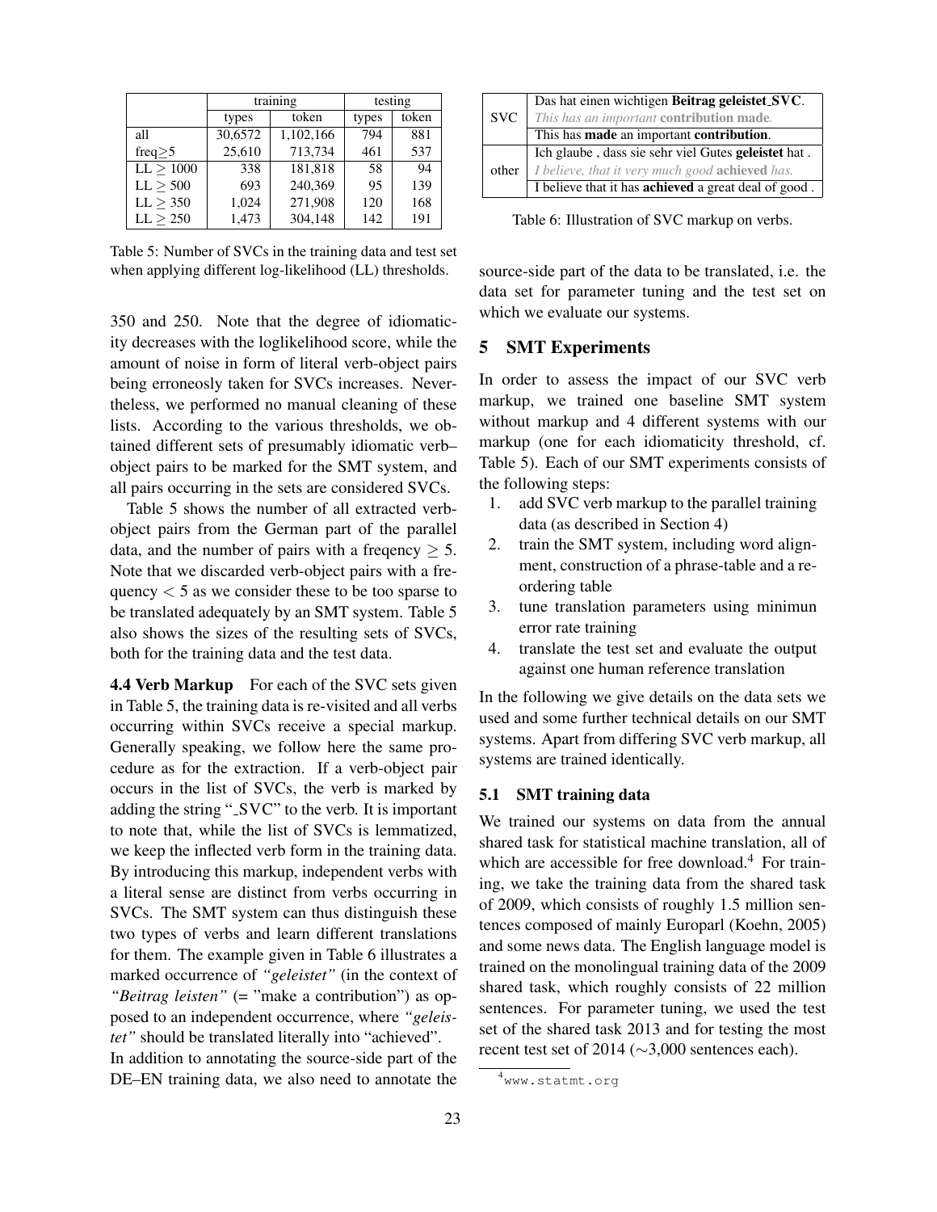| | training | | testing | |
|---|---|---|---|---|
| | types | token | types | token |
| all | 30,6572 | 1,102,166 | 794 | 881 |
| freq≥5 | 25,610 | 713,734 | 461 | 537 |
| LL ≥ 1000 | 338 | 181,818 | 58 | 94 |
| LL ≥ 500 | 693 | 240,369 | 95 | 139 |
| LL ≥ 350 | 1,024 | 271,908 | 120 | 168 |
| LL ≥ 250 | 1,473 | 304,148 | 142 | 191 |

Table 5: Number of SVCs in the training data and test set when applying different log-likelihood (LL) thresholds.

350 and 250. Note that the degree of idiomaticity decreases with the loglikelihood score, while the amount of noise in form of literal verb-object pairs being erroneosly taken for SVCs increases. Nevertheless, we performed no manual cleaning of these lists. According to the various thresholds, we obtained different sets of presumably idiomatic verb–object pairs to be marked for the SMT system, and all pairs occurring in the sets are considered SVCs.

Table 5 shows the number of all extracted verb-object pairs from the German part of the parallel data, and the number of pairs with a freqency $\geq 5$. Note that we discarded verb-object pairs with a frequency $< 5$ as we consider these to be too sparse to be translated adequately by an SMT system. Table 5 also shows the sizes of the resulting sets of SVCs, both for the training data and the test data.

**4.4 Verb Markup** For each of the SVC sets given in Table 5, the training data is re-visited and all verbs occurring within SVCs receive a special markup. Generally speaking, we follow here the same procedure as for the extraction. If a verb-object pair occurs in the list of SVCs, the verb is marked by adding the string "_SVC" to the verb. It is important to note that, while the list of SVCs is lemmatized, we keep the inflected verb form in the training data. By introducing this markup, independent verbs with a literal sense are distinct from verbs occurring in SVCs. The SMT system can thus distinguish these two types of verbs and learn different translations for them. The example given in Table 6 illustrates a marked occurrence of *"geleistet"* (in the context of *"Beitrag leisten"* (= "make a contribution") as opposed to an independent occurrence, where *"geleistet"* should be translated literally into "achieved".

In addition to annotating the source-side part of the DE–EN training data, we also need to annotate the

| | |
|---|---|
| SVC | Das hat einen wichtigen **Beitrag geleistet_SVC**. |
| | *This has an important* **contribution made**. |
| | This has **made** an important **contribution**. |
| other | Ich glaube , dass sie sehr viel Gutes **geleistet** hat . |
| | *I believe, that it very much good* **achieved** *has.* |
| | I believe that it has **achieved** a great deal of good . |

Table 6: Illustration of SVC markup on verbs.

source-side part of the data to be translated, i.e. the data set for parameter tuning and the test set on which we evaluate our systems.

## 5 SMT Experiments

In order to assess the impact of our SVC verb markup, we trained one baseline SMT system without markup and 4 different systems with our markup (one for each idiomaticity threshold, cf. Table 5). Each of our SMT experiments consists of the following steps:

1. add SVC verb markup to the parallel training data (as described in Section 4)
2. train the SMT system, including word alignment, construction of a phrase-table and a reordering table
3. tune translation parameters using minimun error rate training
4. translate the test set and evaluate the output against one human reference translation

In the following we give details on the data sets we used and some further technical details on our SMT systems. Apart from differing SVC verb markup, all systems are trained identically.

### 5.1 SMT training data

We trained our systems on data from the annual shared task for statistical machine translation, all of which are accessible for free download.[4] For training, we take the training data from the shared task of 2009, which consists of roughly 1.5 million sentences composed of mainly Europarl (Koehn, 2005) and some news data. The English language model is trained on the monolingual training data of the 2009 shared task, which roughly consists of 22 million sentences. For parameter tuning, we used the test set of the shared task 2013 and for testing the most recent test set of 2014 (∼3,000 sentences each).

[4] www.statmt.org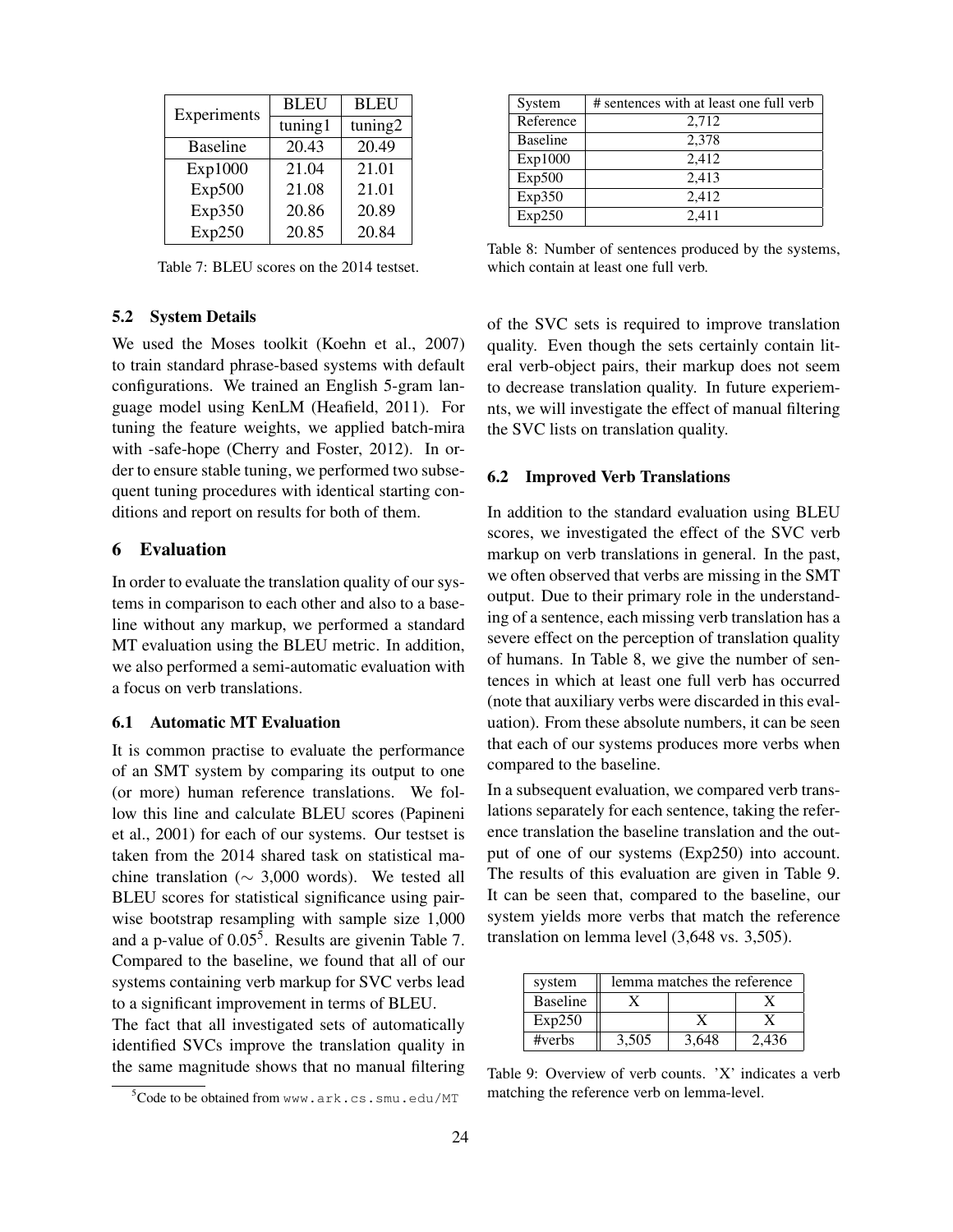| Experiments | BLEU | BLEU |
|---|---|---|
| | tuning1 | tuning2 |
| Baseline | 20.43 | 20.49 |
| Exp1000 | 21.04 | 21.01 |
| Exp500 | 21.08 | 21.01 |
| Exp350 | 20.86 | 20.89 |
| Exp250 | 20.85 | 20.84 |

Table 7: BLEU scores on the 2014 testset.

### 5.2 System Details

We used the Moses toolkit (Koehn et al., 2007) to train standard phrase-based systems with default configurations. We trained an English 5-gram language model using KenLM (Heafield, 2011). For tuning the feature weights, we applied batch-mira with -safe-hope (Cherry and Foster, 2012). In order to ensure stable tuning, we performed two subsequent tuning procedures with identical starting conditions and report on results for both of them.

## 6 Evaluation

In order to evaluate the translation quality of our systems in comparison to each other and also to a baseline without any markup, we performed a standard MT evaluation using the BLEU metric. In addition, we also performed a semi-automatic evaluation with a focus on verb translations.

### 6.1 Automatic MT Evaluation

It is common practise to evaluate the performance of an SMT system by comparing its output to one (or more) human reference translations. We follow this line and calculate BLEU scores (Papineni et al., 2001) for each of our systems. Our testset is taken from the 2014 shared task on statistical machine translation ($\sim$ 3,000 words). We tested all BLEU scores for statistical significance using pairwise bootstrap resampling with sample size 1,000 and a p-value of 0.05[5]. Results are givenin Table 7. Compared to the baseline, we found that all of our systems containing verb markup for SVC verbs lead to a significant improvement in terms of BLEU.

The fact that all investigated sets of automatically identified SVCs improve the translation quality in the same magnitude shows that no manual filtering of the SVC sets is required to improve translation quality. Even though the sets certainly contain literal verb-object pairs, their markup does not seem to decrease translation quality. In future experiemnts, we will investigate the effect of manual filtering the SVC lists on translation quality.

[5] Code to be obtained from www.ark.cs.smu.edu/MT

| System | # sentences with at least one full verb |
|---|---|
| Reference | 2,712 |
| Baseline | 2,378 |
| Exp1000 | 2,412 |
| Exp500 | 2,413 |
| Exp350 | 2,412 |
| Exp250 | 2,411 |

Table 8: Number of sentences produced by the systems, which contain at least one full verb.

### 6.2 Improved Verb Translations

In addition to the standard evaluation using BLEU scores, we investigated the effect of the SVC verb markup on verb translations in general. In the past, we often observed that verbs are missing in the SMT output. Due to their primary role in the understanding of a sentence, each missing verb translation has a severe effect on the perception of translation quality of humans. In Table 8, we give the number of sentences in which at least one full verb has occurred (note that auxiliary verbs were discarded in this evaluation). From these absolute numbers, it can be seen that each of our systems produces more verbs when compared to the baseline.

In a subsequent evaluation, we compared verb translations separately for each sentence, taking the reference translation the baseline translation and the output of one of our systems (Exp250) into account. The results of this evaluation are given in Table 9. It can be seen that, compared to the baseline, our system yields more verbs that match the reference translation on lemma level (3,648 vs. 3,505).

| system | lemma matches the reference | | |
|---|---|---|---|
| Baseline | X | | X |
| Exp250 | | X | X |
| #verbs | 3,505 | 3,648 | 2,436 |

Table 9: Overview of verb counts. 'X' indicates a verb matching the reference verb on lemma-level.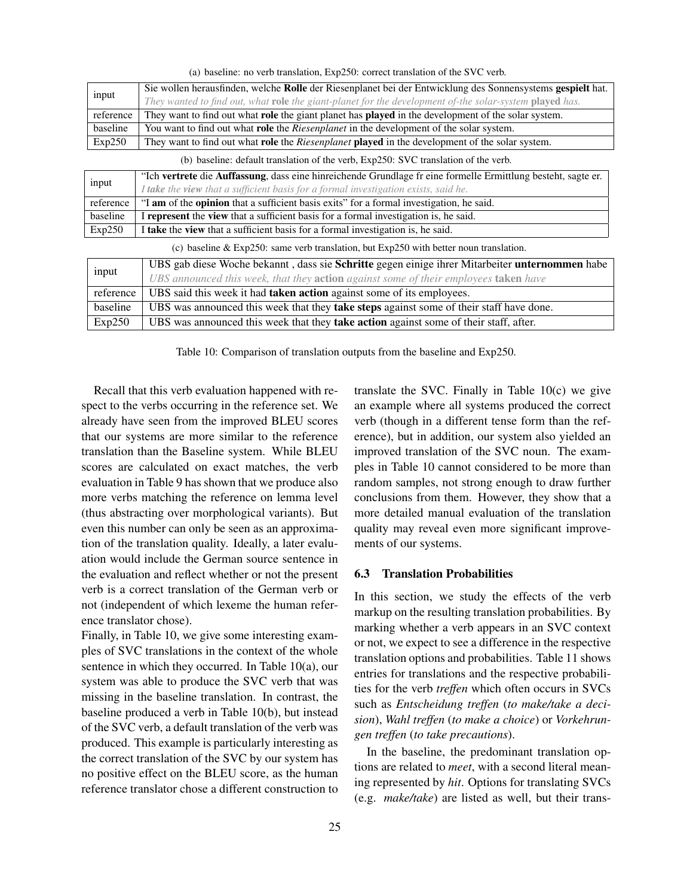(a) baseline: no verb translation, Exp250: correct translation of the SVC verb.

| | |
|---|---|
| input | Sie wollen herausfinden, welche **Rolle** der Riesenplanet bei der Entwicklung des Sonnensystems **gespielt** hat.<br>*They wanted to find out, what* **role** *the giant-planet for the development of-the solar-system* **played** *has.* |
| reference | They want to find out what **role** the giant planet has **played** in the development of the solar system. |
| baseline | You want to find out what **role** the *Riesenplanet* in the development of the solar system. |
| Exp250 | They want to find out what **role** the *Riesenplanet* **played** in the development of the solar system. |

(b) baseline: default translation of the verb, Exp250: SVC translation of the verb.

| | |
|---|---|
| input | "Ich **vertrete** die **Auffassung**, dass eine hinreichende Grundlage fr eine formelle Ermittlung besteht, sagte er.<br>*I* ***take*** *the* ***view*** *that a sufficient basis for a formal investigation exists, said he.* |
| reference | "I **am** of the **opinion** that a sufficient basis exits" for a formal investigation, he said. |
| baseline | I **represent** the **view** that a sufficient basis for a formal investigation is, he said. |
| Exp250 | I **take** the **view** that a sufficient basis for a formal investigation is, he said. |

(c) baseline & Exp250: same verb translation, but Exp250 with better noun translation.

| | |
|---|---|
| input | UBS gab diese Woche bekannt , dass sie **Schritte** gegen einige ihrer Mitarbeiter **unternommen** habe<br>*UBS announced this week, that they* **action** *against some of their employees* **taken** *have* |
| reference | UBS said this week it had **taken action** against some of its employees. |
| baseline | UBS was announced this week that they **take steps** against some of their staff have done. |
| Exp250 | UBS was announced this week that they **take action** against some of their staff, after. |

Table 10: Comparison of translation outputs from the baseline and Exp250.

Recall that this verb evaluation happened with respect to the verbs occurring in the reference set. We already have seen from the improved BLEU scores that our systems are more similar to the reference translation than the Baseline system. While BLEU scores are calculated on exact matches, the verb evaluation in Table 9 has shown that we produce also more verbs matching the reference on lemma level (thus abstracting over morphological variants). But even this number can only be seen as an approximation of the translation quality. Ideally, a later evaluation would include the German source sentence in the evaluation and reflect whether or not the present verb is a correct translation of the German verb or not (independent of which lexeme the human reference translator chose).

Finally, in Table 10, we give some interesting examples of SVC translations in the context of the whole sentence in which they occurred. In Table 10(a), our system was able to produce the SVC verb that was missing in the baseline translation. In contrast, the baseline produced a verb in Table 10(b), but instead of the SVC verb, a default translation of the verb was produced. This example is particularly interesting as the correct translation of the SVC by our system has no positive effect on the BLEU score, as the human reference translator chose a different construction to translate the SVC. Finally in Table 10(c) we give an example where all systems produced the correct verb (though in a different tense form than the reference), but in addition, our system also yielded an improved translation of the SVC noun. The examples in Table 10 cannot considered to be more than random samples, not strong enough to draw further conclusions from them. However, they show that a more detailed manual evaluation of the translation quality may reveal even more significant improvements of our systems.

### 6.3 Translation Probabilities

In this section, we study the effects of the verb markup on the resulting translation probabilities. By marking whether a verb appears in an SVC context or not, we expect to see a difference in the respective translation options and probabilities. Table 11 shows entries for translations and the respective probabilities for the verb *treffen* which often occurs in SVCs such as *Entscheidung treffen* (*to make/take a decision*), *Wahl treffen* (*to make a choice*) or *Vorkehrungen treffen* (*to take precautions*).

In the baseline, the predominant translation options are related to *meet*, with a second literal meaning represented by *hit*. Options for translating SVCs (e.g. *make/take*) are listed as well, but their trans-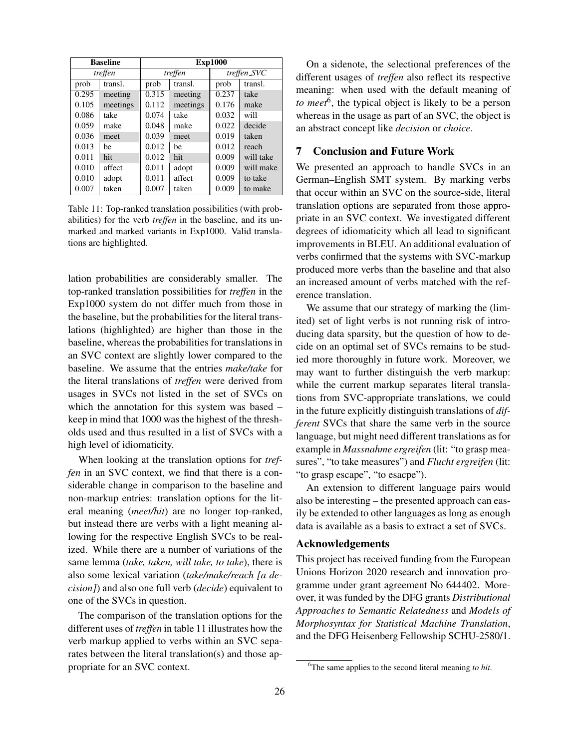| Baseline | | Exp1000 | | | |
|---|---|---|---|---|---|
| *treffen* | | *treffen* | | *treffen_SVC* | |
| prob | transl. | prob | transl. | prob | transl. |
| 0.295 | meeting | 0.315 | meeting | 0.237 | take |
| 0.105 | meetings | 0.112 | meetings | 0.176 | make |
| 0.086 | take | 0.074 | take | 0.032 | will |
| 0.059 | make | 0.048 | make | 0.022 | decide |
| 0.036 | meet | 0.039 | meet | 0.019 | taken |
| 0.013 | be | 0.012 | be | 0.012 | reach |
| 0.011 | hit | 0.012 | hit | 0.009 | will take |
| 0.010 | affect | 0.011 | adopt | 0.009 | will make |
| 0.010 | adopt | 0.011 | affect | 0.009 | to take |
| 0.007 | taken | 0.007 | taken | 0.009 | to make |

Table 11: Top-ranked translation possibilities (with probabilities) for the verb *treffen* in the baseline, and its unmarked and marked variants in Exp1000. Valid translations are highlighted.

lation probabilities are considerably smaller. The top-ranked translation possibilities for *treffen* in the Exp1000 system do not differ much from those in the baseline, but the probabilities for the literal translations (highlighted) are higher than those in the baseline, whereas the probabilities for translations in an SVC context are slightly lower compared to the baseline. We assume that the entries *make/take* for the literal translations of *treffen* were derived from usages in SVCs not listed in the set of SVCs on which the annotation for this system was based – keep in mind that 1000 was the highest of the thresholds used and thus resulted in a list of SVCs with a high level of idiomaticity.

When looking at the translation options for *treffen* in an SVC context, we find that there is a considerable change in comparison to the baseline and non-markup entries: translation options for the literal meaning (*meet/hit*) are no longer top-ranked, but instead there are verbs with a light meaning allowing for the respective English SVCs to be realized. While there are a number of variations of the same lemma (*take, taken, will take, to take*), there is also some lexical variation (*take/make/reach [a decision]*) and also one full verb (*decide*) equivalent to one of the SVCs in question.

The comparison of the translation options for the different uses of *treffen* in table 11 illustrates how the verb markup applied to verbs within an SVC separates between the literal translation(s) and those appropriate for an SVC context.

On a sidenote, the selectional preferences of the different usages of *treffen* also reflect its respective meaning: when used with the default meaning of *to meet*[6], the typical object is likely to be a person whereas in the usage as part of an SVC, the object is an abstract concept like *decision* or *choice*.

## 7 Conclusion and Future Work

We presented an approach to handle SVCs in an German–English SMT system. By marking verbs that occur within an SVC on the source-side, literal translation options are separated from those appropriate in an SVC context. We investigated different degrees of idiomaticity which all lead to significant improvements in BLEU. An additional evaluation of verbs confirmed that the systems with SVC-markup produced more verbs than the baseline and that also an increased amount of verbs matched with the reference translation.

We assume that our strategy of marking the (limited) set of light verbs is not running risk of introducing data sparsity, but the question of how to decide on an optimal set of SVCs remains to be studied more thoroughly in future work. Moreover, we may want to further distinguish the verb markup: while the current markup separates literal translations from SVC-appropriate translations, we could in the future explicitly distinguish translations of *different* SVCs that share the same verb in the source language, but might need different translations as for example in *Massnahme ergreifen* (lit: "to grasp measures", "to take measures") and *Flucht ergreifen* (lit: "to grasp escape", "to esacpe").

An extension to different language pairs would also be interesting – the presented approach can easily be extended to other languages as long as enough data is available as a basis to extract a set of SVCs.

## Acknowledgements

This project has received funding from the European Unions Horizon 2020 research and innovation programme under grant agreement No 644402. Moreover, it was funded by the DFG grants *Distributional Approaches to Semantic Relatedness* and *Models of Morphosyntax for Statistical Machine Translation*, and the DFG Heisenberg Fellowship SCHU-2580/1.

[6]The same applies to the second literal meaning *to hit*.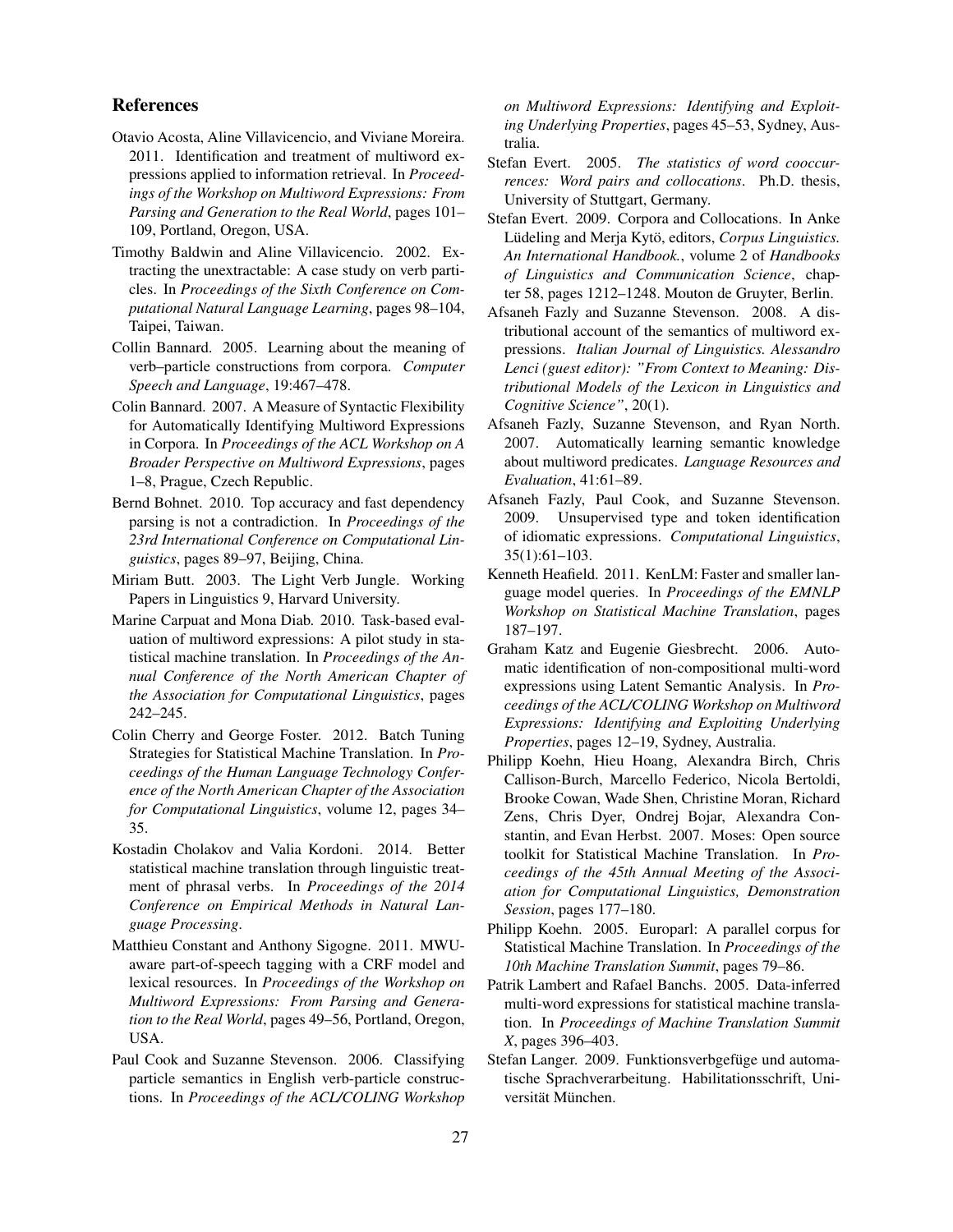## References

Otavio Acosta, Aline Villavicencio, and Viviane Moreira. 2011. Identification and treatment of multiword expressions applied to information retrieval. In *Proceedings of the Workshop on Multiword Expressions: From Parsing and Generation to the Real World*, pages 101–109, Portland, Oregon, USA.

Timothy Baldwin and Aline Villavicencio. 2002. Extracting the unextractable: A case study on verb particles. In *Proceedings of the Sixth Conference on Computational Natural Language Learning*, pages 98–104, Taipei, Taiwan.

Collin Bannard. 2005. Learning about the meaning of verb–particle constructions from corpora. *Computer Speech and Language*, 19:467–478.

Colin Bannard. 2007. A Measure of Syntactic Flexibility for Automatically Identifying Multiword Expressions in Corpora. In *Proceedings of the ACL Workshop on A Broader Perspective on Multiword Expressions*, pages 1–8, Prague, Czech Republic.

Bernd Bohnet. 2010. Top accuracy and fast dependency parsing is not a contradiction. In *Proceedings of the 23rd International Conference on Computational Linguistics*, pages 89–97, Beijing, China.

Miriam Butt. 2003. The Light Verb Jungle. Working Papers in Linguistics 9, Harvard University.

Marine Carpuat and Mona Diab. 2010. Task-based evaluation of multiword expressions: A pilot study in statistical machine translation. In *Proceedings of the Annual Conference of the North American Chapter of the Association for Computational Linguistics*, pages 242–245.

Colin Cherry and George Foster. 2012. Batch Tuning Strategies for Statistical Machine Translation. In *Proceedings of the Human Language Technology Conference of the North American Chapter of the Association for Computational Linguistics*, volume 12, pages 34–35.

Kostadin Cholakov and Valia Kordoni. 2014. Better statistical machine translation through linguistic treatment of phrasal verbs. In *Proceedings of the 2014 Conference on Empirical Methods in Natural Language Processing*.

Matthieu Constant and Anthony Sigogne. 2011. MWU-aware part-of-speech tagging with a CRF model and lexical resources. In *Proceedings of the Workshop on Multiword Expressions: From Parsing and Generation to the Real World*, pages 49–56, Portland, Oregon, USA.

Paul Cook and Suzanne Stevenson. 2006. Classifying particle semantics in English verb-particle constructions. In *Proceedings of the ACL/COLING Workshop on Multiword Expressions: Identifying and Exploiting Underlying Properties*, pages 45–53, Sydney, Australia.

Stefan Evert. 2005. *The statistics of word cooccurrences: Word pairs and collocations*. Ph.D. thesis, University of Stuttgart, Germany.

Stefan Evert. 2009. Corpora and Collocations. In Anke Lüdeling and Merja Kytö, editors, *Corpus Linguistics. An International Handbook.*, volume 2 of *Handbooks of Linguistics and Communication Science*, chapter 58, pages 1212–1248. Mouton de Gruyter, Berlin.

Afsaneh Fazly and Suzanne Stevenson. 2008. A distributional account of the semantics of multiword expressions. *Italian Journal of Linguistics. Alessandro Lenci (guest editor): "From Context to Meaning: Distributional Models of the Lexicon in Linguistics and Cognitive Science"*, 20(1).

Afsaneh Fazly, Suzanne Stevenson, and Ryan North. 2007. Automatically learning semantic knowledge about multiword predicates. *Language Resources and Evaluation*, 41:61–89.

Afsaneh Fazly, Paul Cook, and Suzanne Stevenson. 2009. Unsupervised type and token identification of idiomatic expressions. *Computational Linguistics*, 35(1):61–103.

Kenneth Heafield. 2011. KenLM: Faster and smaller language model queries. In *Proceedings of the EMNLP Workshop on Statistical Machine Translation*, pages 187–197.

Graham Katz and Eugenie Giesbrecht. 2006. Automatic identification of non-compositional multi-word expressions using Latent Semantic Analysis. In *Proceedings of the ACL/COLING Workshop on Multiword Expressions: Identifying and Exploiting Underlying Properties*, pages 12–19, Sydney, Australia.

Philipp Koehn, Hieu Hoang, Alexandra Birch, Chris Callison-Burch, Marcello Federico, Nicola Bertoldi, Brooke Cowan, Wade Shen, Christine Moran, Richard Zens, Chris Dyer, Ondrej Bojar, Alexandra Constantin, and Evan Herbst. 2007. Moses: Open source toolkit for Statistical Machine Translation. In *Proceedings of the 45th Annual Meeting of the Association for Computational Linguistics, Demonstration Session*, pages 177–180.

Philipp Koehn. 2005. Europarl: A parallel corpus for Statistical Machine Translation. In *Proceedings of the 10th Machine Translation Summit*, pages 79–86.

Patrik Lambert and Rafael Banchs. 2005. Data-inferred multi-word expressions for statistical machine translation. In *Proceedings of Machine Translation Summit X*, pages 396–403.

Stefan Langer. 2009. Funktionsverbgefüge und automatische Sprachverarbeitung. Habilitationsschrift, Universität München.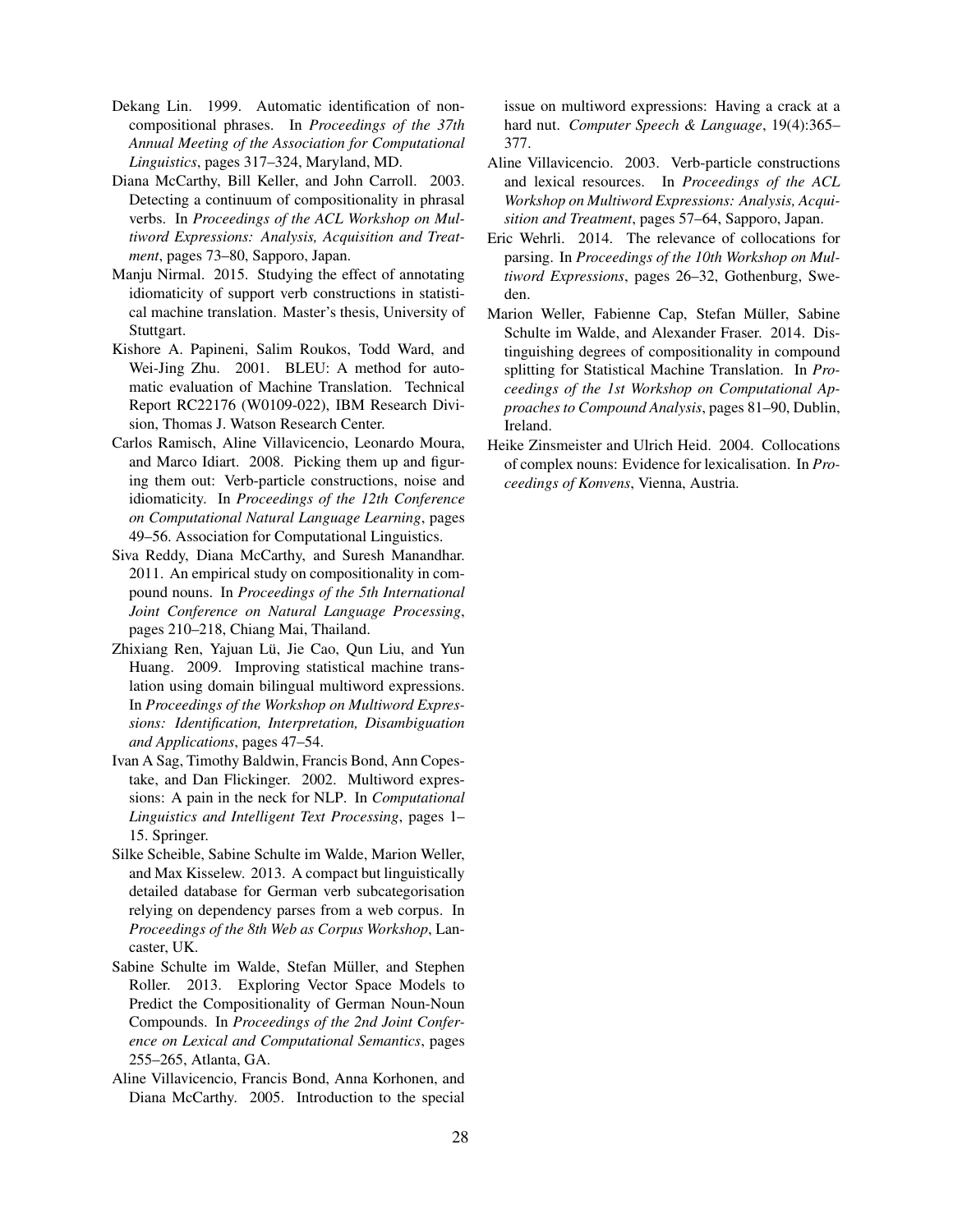Dekang Lin. 1999. Automatic identification of non-compositional phrases. In *Proceedings of the 37th Annual Meeting of the Association for Computational Linguistics*, pages 317–324, Maryland, MD.

Diana McCarthy, Bill Keller, and John Carroll. 2003. Detecting a continuum of compositionality in phrasal verbs. In *Proceedings of the ACL Workshop on Multiword Expressions: Analysis, Acquisition and Treatment*, pages 73–80, Sapporo, Japan.

Manju Nirmal. 2015. Studying the effect of annotating idiomaticity of support verb constructions in statistical machine translation. Master's thesis, University of Stuttgart.

Kishore A. Papineni, Salim Roukos, Todd Ward, and Wei-Jing Zhu. 2001. BLEU: A method for automatic evaluation of Machine Translation. Technical Report RC22176 (W0109-022), IBM Research Division, Thomas J. Watson Research Center.

Carlos Ramisch, Aline Villavicencio, Leonardo Moura, and Marco Idiart. 2008. Picking them up and figuring them out: Verb-particle constructions, noise and idiomaticity. In *Proceedings of the 12th Conference on Computational Natural Language Learning*, pages 49–56. Association for Computational Linguistics.

Siva Reddy, Diana McCarthy, and Suresh Manandhar. 2011. An empirical study on compositionality in compound nouns. In *Proceedings of the 5th International Joint Conference on Natural Language Processing*, pages 210–218, Chiang Mai, Thailand.

Zhixiang Ren, Yajuan Lü, Jie Cao, Qun Liu, and Yun Huang. 2009. Improving statistical machine translation using domain bilingual multiword expressions. In *Proceedings of the Workshop on Multiword Expressions: Identification, Interpretation, Disambiguation and Applications*, pages 47–54.

Ivan A Sag, Timothy Baldwin, Francis Bond, Ann Copestake, and Dan Flickinger. 2002. Multiword expressions: A pain in the neck for NLP. In *Computational Linguistics and Intelligent Text Processing*, pages 1–15. Springer.

Silke Scheible, Sabine Schulte im Walde, Marion Weller, and Max Kisselew. 2013. A compact but linguistically detailed database for German verb subcategorisation relying on dependency parses from a web corpus. In *Proceedings of the 8th Web as Corpus Workshop*, Lancaster, UK.

Sabine Schulte im Walde, Stefan Müller, and Stephen Roller. 2013. Exploring Vector Space Models to Predict the Compositionality of German Noun-Noun Compounds. In *Proceedings of the 2nd Joint Conference on Lexical and Computational Semantics*, pages 255–265, Atlanta, GA.

Aline Villavicencio, Francis Bond, Anna Korhonen, and Diana McCarthy. 2005. Introduction to the special issue on multiword expressions: Having a crack at a hard nut. *Computer Speech & Language*, 19(4):365–377.

Aline Villavicencio. 2003. Verb-particle constructions and lexical resources. In *Proceedings of the ACL Workshop on Multiword Expressions: Analysis, Acquisition and Treatment*, pages 57–64, Sapporo, Japan.

Eric Wehrli. 2014. The relevance of collocations for parsing. In *Proceedings of the 10th Workshop on Multiword Expressions*, pages 26–32, Gothenburg, Sweden.

Marion Weller, Fabienne Cap, Stefan Müller, Sabine Schulte im Walde, and Alexander Fraser. 2014. Distinguishing degrees of compositionality in compound splitting for Statistical Machine Translation. In *Proceedings of the 1st Workshop on Computational Approaches to Compound Analysis*, pages 81–90, Dublin, Ireland.

Heike Zinsmeister and Ulrich Heid. 2004. Collocations of complex nouns: Evidence for lexicalisation. In *Proceedings of Konvens*, Vienna, Austria.